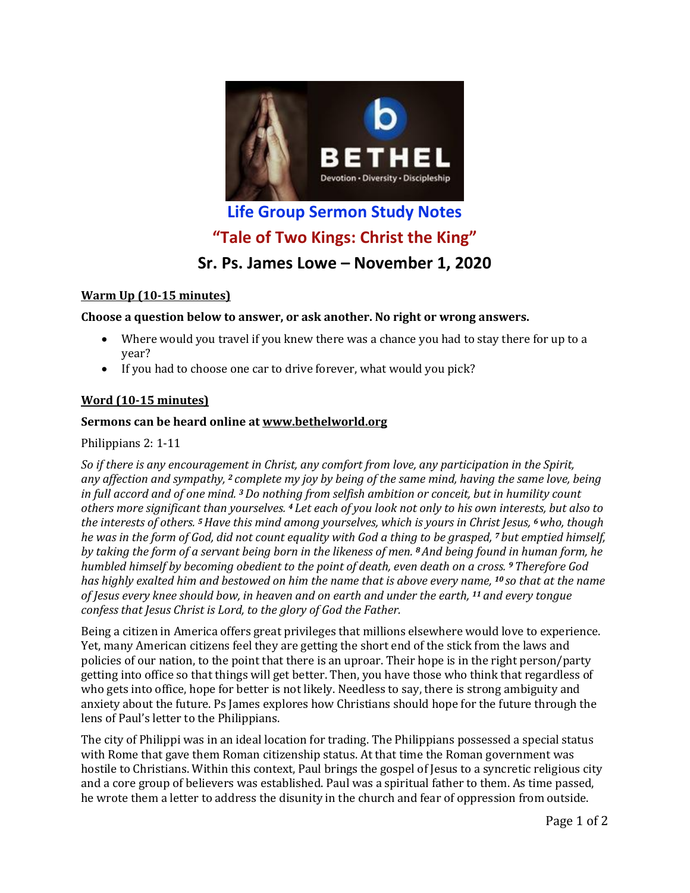## Life Group Sermon Study Notes

## "Tale of Two Kings: Christ the King"

## Sr. Ps. James Lowe – November 1, 2020

**Warm Up (10-15 minutes)**

**Choose a question below to answer, or ask another. No right or wrong answers.**

- Where would you travel if you knew there was a chance you had to stay there for up to a year?
- If you had to choose one car to drive forever, what would you pick?

**Word (10-15 minutes)**

**Sermons can be heard online at www.bethelworld.org**

Philippians 2: 1-11

*So if there is any encouragement in Christ, any comfort from love, any participation in the Spirit, any affection and sympathy, [2] complete my joy by being of the same mind, having the same love, being in full accord and of one mind. [3] Do nothing from selfish ambition or conceit, but in humility count others more significant than yourselves. [4] Let each of you look not only to his own interests, but also to the interests of others. [5] Have this mind among yourselves, which is yours in Christ Jesus, [6] who, though he was in the form of God, did not count equality with God a thing to be grasped, [7] but emptied himself, by taking the form of a servant being born in the likeness of men. [8] And being found in human form, he humbled himself by becoming obedient to the point of death, even death on a cross. [9] Therefore God has highly exalted him and bestowed on him the name that is above every name, [10] so that at the name of Jesus every knee should bow, in heaven and on earth and under the earth, [11] and every tongue confess that Jesus Christ is Lord, to the glory of God the Father.*

Being a citizen in America offers great privileges that millions elsewhere would love to experience. Yet, many American citizens feel they are getting the short end of the stick from the laws and policies of our nation, to the point that there is an uproar. Their hope is in the right person/party getting into office so that things will get better. Then, you have those who think that regardless of who gets into office, hope for better is not likely. Needless to say, there is strong ambiguity and anxiety about the future. Ps James explores how Christians should hope for the future through the lens of Paul's letter to the Philippians.

The city of Philippi was in an ideal location for trading. The Philippians possessed a special status with Rome that gave them Roman citizenship status. At that time the Roman government was hostile to Christians. Within this context, Paul brings the gospel of Jesus to a syncretic religious city and a core group of believers was established. Paul was a spiritual father to them. As time passed, he wrote them a letter to address the disunity in the church and fear of oppression from outside.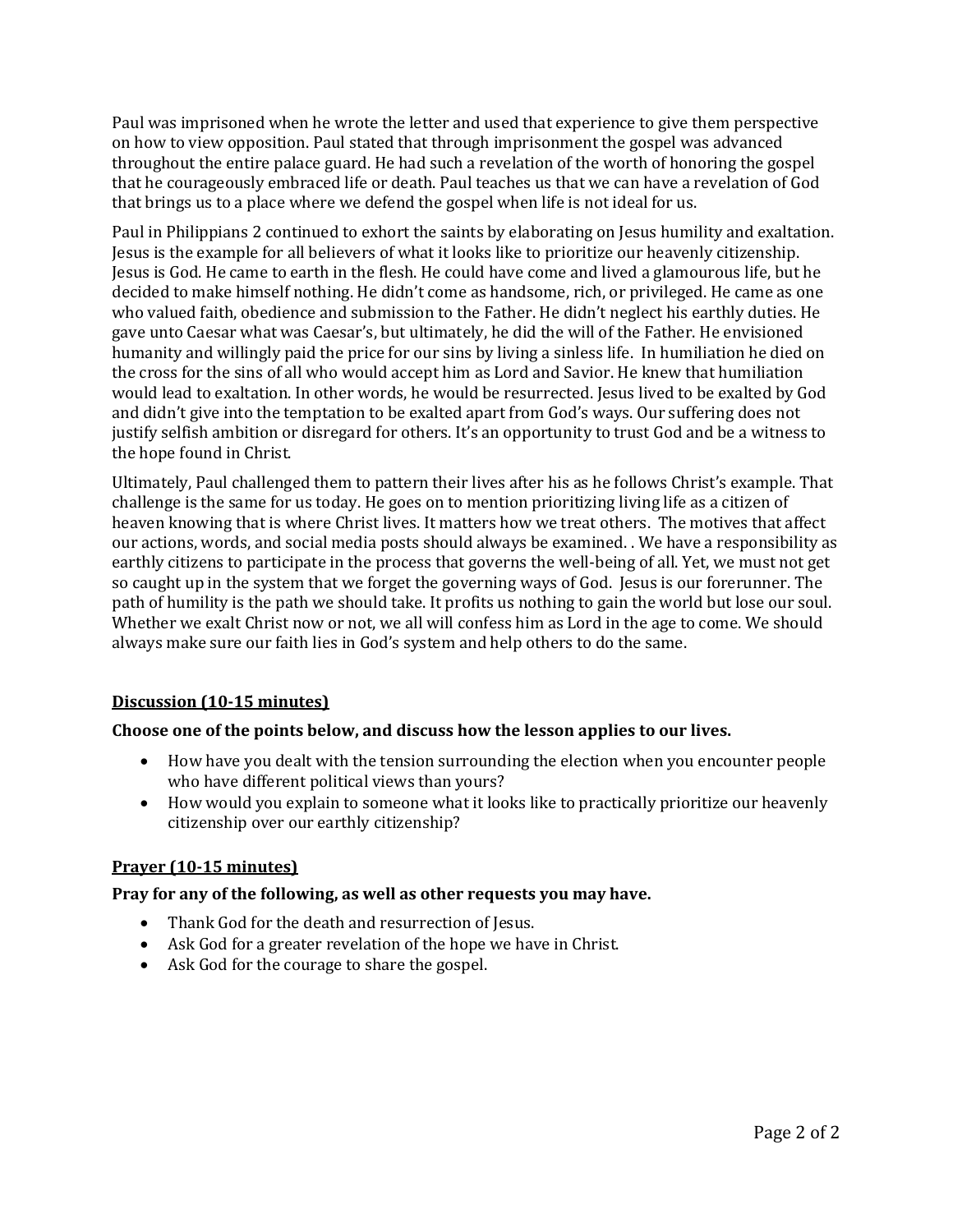Paul was imprisoned when he wrote the letter and used that experience to give them perspective on how to view opposition. Paul stated that through imprisonment the gospel was advanced throughout the entire palace guard. He had such a revelation of the worth of honoring the gospel that he courageously embraced life or death. Paul teaches us that we can have a revelation of God that brings us to a place where we defend the gospel when life is not ideal for us.

Paul in Philippians 2 continued to exhort the saints by elaborating on Jesus humility and exaltation. Jesus is the example for all believers of what it looks like to prioritize our heavenly citizenship. Jesus is God. He came to earth in the flesh. He could have come and lived a glamourous life, but he decided to make himself nothing. He didn't come as handsome, rich, or privileged. He came as one who valued faith, obedience and submission to the Father. He didn't neglect his earthly duties. He gave unto Caesar what was Caesar's, but ultimately, he did the will of the Father. He envisioned humanity and willingly paid the price for our sins by living a sinless life. In humiliation he died on the cross for the sins of all who would accept him as Lord and Savior. He knew that humiliation would lead to exaltation. In other words, he would be resurrected. Jesus lived to be exalted by God and didn't give into the temptation to be exalted apart from God's ways. Our suffering does not justify selfish ambition or disregard for others. It's an opportunity to trust God and be a witness to the hope found in Christ.

Ultimately, Paul challenged them to pattern their lives after his as he follows Christ's example. That challenge is the same for us today. He goes on to mention prioritizing living life as a citizen of heaven knowing that is where Christ lives. It matters how we treat others. The motives that affect our actions, words, and social media posts should always be examined. . We have a responsibility as earthly citizens to participate in the process that governs the well-being of all. Yet, we must not get so caught up in the system that we forget the governing ways of God. Jesus is our forerunner. The path of humility is the path we should take. It profits us nothing to gain the world but lose our soul. Whether we exalt Christ now or not, we all will confess him as Lord in the age to come. We should always make sure our faith lies in God's system and help others to do the same.

## Discussion (10-15 minutes)

**Choose one of the points below, and discuss how the lesson applies to our lives.**

- How have you dealt with the tension surrounding the election when you encounter people who have different political views than yours?
- How would you explain to someone what it looks like to practically prioritize our heavenly citizenship over our earthly citizenship?

## Prayer (10-15 minutes)

**Pray for any of the following, as well as other requests you may have.**

- Thank God for the death and resurrection of Jesus.
- Ask God for a greater revelation of the hope we have in Christ.
- Ask God for the courage to share the gospel.